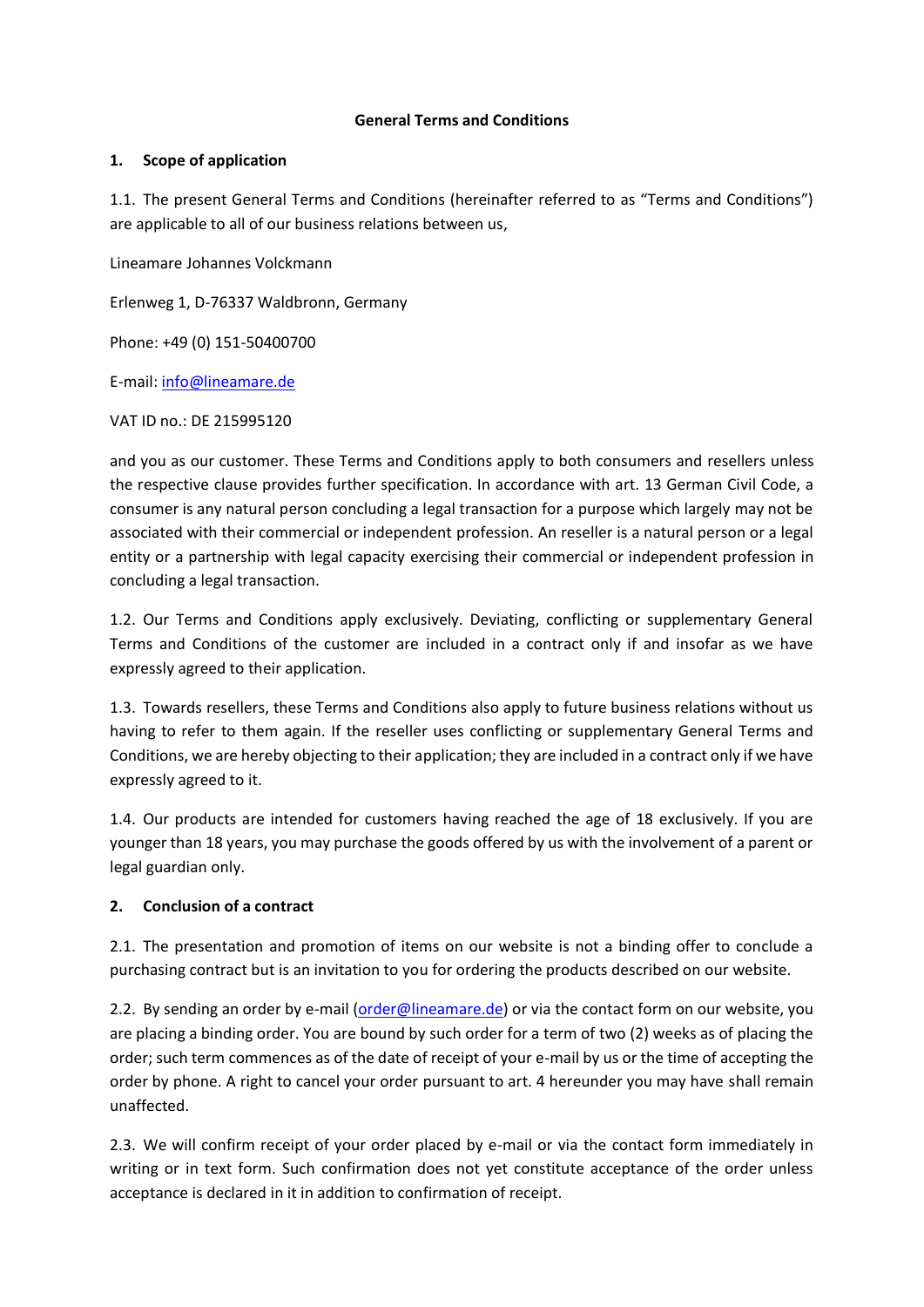**General Terms and Conditions**

## 1. Scope of application

1.1. The present General Terms and Conditions (hereinafter referred to as "Terms and Conditions") are applicable to all of our business relations between us,

Lineamare Johannes Volckmann

Erlenweg 1, D-76337 Waldbronn, Germany

Phone: +49 (0) 151-50400700

E-mail: info@lineamare.de

VAT ID no.: DE 215995120

and you as our customer. These Terms and Conditions apply to both consumers and resellers unless the respective clause provides further specification. In accordance with art. 13 German Civil Code, a consumer is any natural person concluding a legal transaction for a purpose which largely may not be associated with their commercial or independent profession. An reseller is a natural person or a legal entity or a partnership with legal capacity exercising their commercial or independent profession in concluding a legal transaction.

1.2. Our Terms and Conditions apply exclusively. Deviating, conflicting or supplementary General Terms and Conditions of the customer are included in a contract only if and insofar as we have expressly agreed to their application.

1.3. Towards resellers, these Terms and Conditions also apply to future business relations without us having to refer to them again. If the reseller uses conflicting or supplementary General Terms and Conditions, we are hereby objecting to their application; they are included in a contract only if we have expressly agreed to it.

1.4. Our products are intended for customers having reached the age of 18 exclusively. If you are younger than 18 years, you may purchase the goods offered by us with the involvement of a parent or legal guardian only.

## 2. Conclusion of a contract

2.1. The presentation and promotion of items on our website is not a binding offer to conclude a purchasing contract but is an invitation to you for ordering the products described on our website.

2.2. By sending an order by e-mail (order@lineamare.de) or via the contact form on our website, you are placing a binding order. You are bound by such order for a term of two (2) weeks as of placing the order; such term commences as of the date of receipt of your e-mail by us or the time of accepting the order by phone. A right to cancel your order pursuant to art. 4 hereunder you may have shall remain unaffected.

2.3. We will confirm receipt of your order placed by e-mail or via the contact form immediately in writing or in text form. Such confirmation does not yet constitute acceptance of the order unless acceptance is declared in it in addition to confirmation of receipt.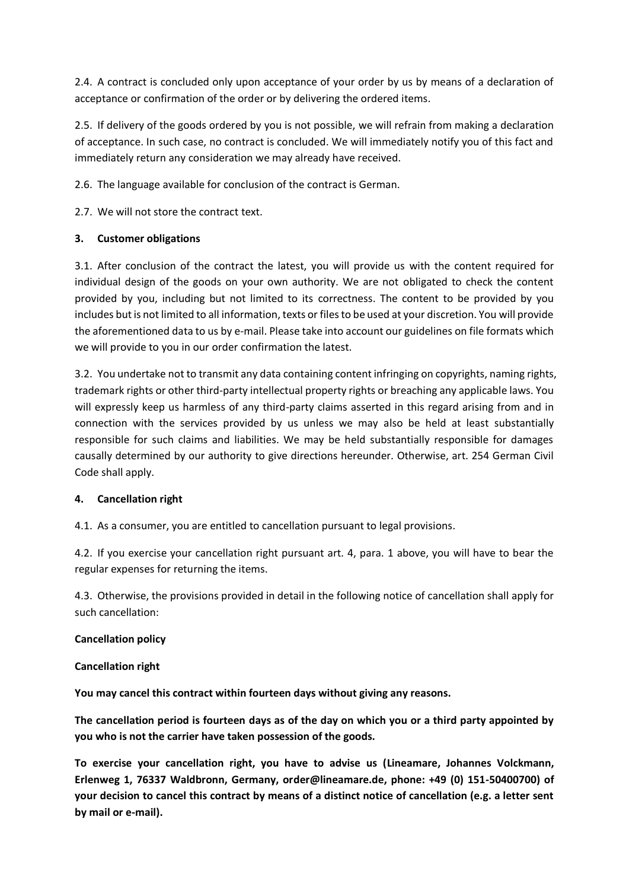2.4. A contract is concluded only upon acceptance of your order by us by means of a declaration of acceptance or confirmation of the order or by delivering the ordered items.

2.5. If delivery of the goods ordered by you is not possible, we will refrain from making a declaration of acceptance. In such case, no contract is concluded. We will immediately notify you of this fact and immediately return any consideration we may already have received.

2.6. The language available for conclusion of the contract is German.

2.7. We will not store the contract text.

## 3. Customer obligations

3.1. After conclusion of the contract the latest, you will provide us with the content required for individual design of the goods on your own authority. We are not obligated to check the content provided by you, including but not limited to its correctness. The content to be provided by you includes but is not limited to all information, texts or files to be used at your discretion. You will provide the aforementioned data to us by e-mail. Please take into account our guidelines on file formats which we will provide to you in our order confirmation the latest.

3.2. You undertake not to transmit any data containing content infringing on copyrights, naming rights, trademark rights or other third-party intellectual property rights or breaching any applicable laws. You will expressly keep us harmless of any third-party claims asserted in this regard arising from and in connection with the services provided by us unless we may also be held at least substantially responsible for such claims and liabilities. We may be held substantially responsible for damages causally determined by our authority to give directions hereunder. Otherwise, art. 254 German Civil Code shall apply.

## 4. Cancellation right

4.1. As a consumer, you are entitled to cancellation pursuant to legal provisions.

4.2. If you exercise your cancellation right pursuant art. 4, para. 1 above, you will have to bear the regular expenses for returning the items.

4.3. Otherwise, the provisions provided in detail in the following notice of cancellation shall apply for such cancellation:

**Cancellation policy**

**Cancellation right**

**You may cancel this contract within fourteen days without giving any reasons.**

**The cancellation period is fourteen days as of the day on which you or a third party appointed by you who is not the carrier have taken possession of the goods.**

**To exercise your cancellation right, you have to advise us (Lineamare, Johannes Volckmann, Erlenweg 1, 76337 Waldbronn, Germany, order@lineamare.de, phone: +49 (0) 151-50400700) of your decision to cancel this contract by means of a distinct notice of cancellation (e.g. a letter sent by mail or e-mail).**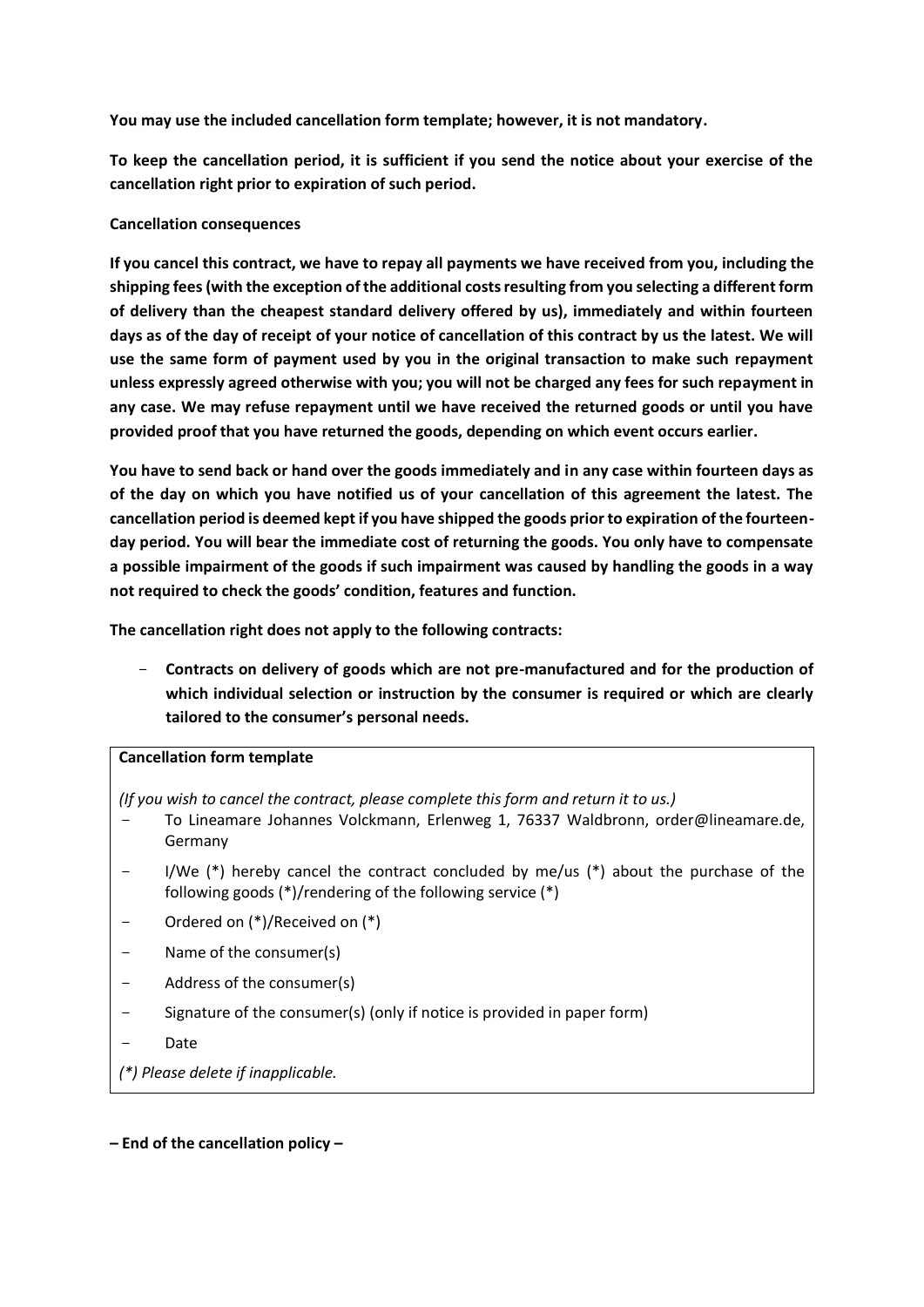**You may use the included cancellation form template; however, it is not mandatory.**

**To keep the cancellation period, it is sufficient if you send the notice about your exercise of the cancellation right prior to expiration of such period.**

**Cancellation consequences**

**If you cancel this contract, we have to repay all payments we have received from you, including the shipping fees (with the exception of the additional costs resulting from you selecting a different form of delivery than the cheapest standard delivery offered by us), immediately and within fourteen days as of the day of receipt of your notice of cancellation of this contract by us the latest. We will use the same form of payment used by you in the original transaction to make such repayment unless expressly agreed otherwise with you; you will not be charged any fees for such repayment in any case. We may refuse repayment until we have received the returned goods or until you have provided proof that you have returned the goods, depending on which event occurs earlier.**

**You have to send back or hand over the goods immediately and in any case within fourteen days as of the day on which you have notified us of your cancellation of this agreement the latest. The cancellation period is deemed kept if you have shipped the goods prior to expiration of the fourteen-day period. You will bear the immediate cost of returning the goods. You only have to compensate a possible impairment of the goods if such impairment was caused by handling the goods in a way not required to check the goods' condition, features and function.**

**The cancellation right does not apply to the following contracts:**

- **Contracts on delivery of goods which are not pre-manufactured and for the production of which individual selection or instruction by the consumer is required or which are clearly tailored to the consumer's personal needs.**

**Cancellation form template**

*(If you wish to cancel the contract, please complete this form and return it to us.)*

- To Lineamare Johannes Volckmann, Erlenweg 1, 76337 Waldbronn, order@lineamare.de, Germany
- I/We (*) hereby cancel the contract concluded by me/us (*) about the purchase of the following goods (*)/rendering of the following service (*)
- Ordered on (*)/Received on (*)
- Name of the consumer(s)
- Address of the consumer(s)
- Signature of the consumer(s) (only if notice is provided in paper form)
- Date

*(*) Please delete if inapplicable.*

**– End of the cancellation policy –**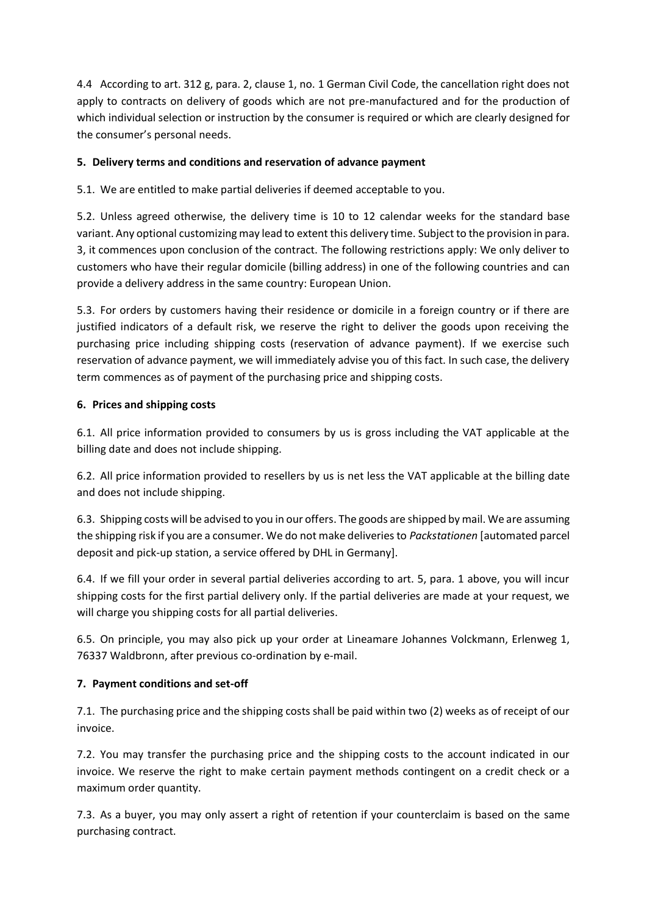4.4 According to art. 312 g, para. 2, clause 1, no. 1 German Civil Code, the cancellation right does not apply to contracts on delivery of goods which are not pre-manufactured and for the production of which individual selection or instruction by the consumer is required or which are clearly designed for the consumer's personal needs.

## 5. Delivery terms and conditions and reservation of advance payment

5.1. We are entitled to make partial deliveries if deemed acceptable to you.

5.2. Unless agreed otherwise, the delivery time is 10 to 12 calendar weeks for the standard base variant. Any optional customizing may lead to extent this delivery time. Subject to the provision in para. 3, it commences upon conclusion of the contract. The following restrictions apply: We only deliver to customers who have their regular domicile (billing address) in one of the following countries and can provide a delivery address in the same country: European Union.

5.3. For orders by customers having their residence or domicile in a foreign country or if there are justified indicators of a default risk, we reserve the right to deliver the goods upon receiving the purchasing price including shipping costs (reservation of advance payment). If we exercise such reservation of advance payment, we will immediately advise you of this fact. In such case, the delivery term commences as of payment of the purchasing price and shipping costs.

## 6. Prices and shipping costs

6.1. All price information provided to consumers by us is gross including the VAT applicable at the billing date and does not include shipping.

6.2. All price information provided to resellers by us is net less the VAT applicable at the billing date and does not include shipping.

6.3. Shipping costs will be advised to you in our offers. The goods are shipped by mail. We are assuming the shipping risk if you are a consumer. We do not make deliveries to *Packstationen* [automated parcel deposit and pick-up station, a service offered by DHL in Germany].

6.4. If we fill your order in several partial deliveries according to art. 5, para. 1 above, you will incur shipping costs for the first partial delivery only. If the partial deliveries are made at your request, we will charge you shipping costs for all partial deliveries.

6.5. On principle, you may also pick up your order at Lineamare Johannes Volckmann, Erlenweg 1, 76337 Waldbronn, after previous co-ordination by e-mail.

## 7. Payment conditions and set-off

7.1. The purchasing price and the shipping costs shall be paid within two (2) weeks as of receipt of our invoice.

7.2. You may transfer the purchasing price and the shipping costs to the account indicated in our invoice. We reserve the right to make certain payment methods contingent on a credit check or a maximum order quantity.

7.3. As a buyer, you may only assert a right of retention if your counterclaim is based on the same purchasing contract.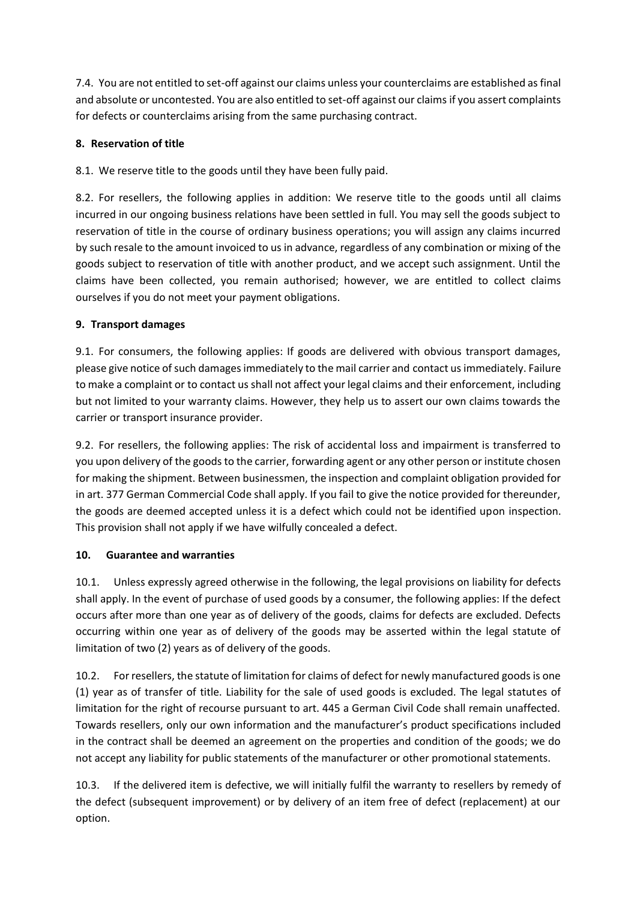7.4. You are not entitled to set-off against our claims unless your counterclaims are established as final and absolute or uncontested. You are also entitled to set-off against our claims if you assert complaints for defects or counterclaims arising from the same purchasing contract.

## 8. Reservation of title

8.1. We reserve title to the goods until they have been fully paid.

8.2. For resellers, the following applies in addition: We reserve title to the goods until all claims incurred in our ongoing business relations have been settled in full. You may sell the goods subject to reservation of title in the course of ordinary business operations; you will assign any claims incurred by such resale to the amount invoiced to us in advance, regardless of any combination or mixing of the goods subject to reservation of title with another product, and we accept such assignment. Until the claims have been collected, you remain authorised; however, we are entitled to collect claims ourselves if you do not meet your payment obligations.

## 9. Transport damages

9.1. For consumers, the following applies: If goods are delivered with obvious transport damages, please give notice of such damages immediately to the mail carrier and contact us immediately. Failure to make a complaint or to contact us shall not affect your legal claims and their enforcement, including but not limited to your warranty claims. However, they help us to assert our own claims towards the carrier or transport insurance provider.

9.2. For resellers, the following applies: The risk of accidental loss and impairment is transferred to you upon delivery of the goods to the carrier, forwarding agent or any other person or institute chosen for making the shipment. Between businessmen, the inspection and complaint obligation provided for in art. 377 German Commercial Code shall apply. If you fail to give the notice provided for thereunder, the goods are deemed accepted unless it is a defect which could not be identified upon inspection. This provision shall not apply if we have wilfully concealed a defect.

## 10. Guarantee and warranties

10.1. Unless expressly agreed otherwise in the following, the legal provisions on liability for defects shall apply. In the event of purchase of used goods by a consumer, the following applies: If the defect occurs after more than one year as of delivery of the goods, claims for defects are excluded. Defects occurring within one year as of delivery of the goods may be asserted within the legal statute of limitation of two (2) years as of delivery of the goods.

10.2. For resellers, the statute of limitation for claims of defect for newly manufactured goods is one (1) year as of transfer of title. Liability for the sale of used goods is excluded. The legal statutes of limitation for the right of recourse pursuant to art. 445 a German Civil Code shall remain unaffected. Towards resellers, only our own information and the manufacturer's product specifications included in the contract shall be deemed an agreement on the properties and condition of the goods; we do not accept any liability for public statements of the manufacturer or other promotional statements.

10.3. If the delivered item is defective, we will initially fulfil the warranty to resellers by remedy of the defect (subsequent improvement) or by delivery of an item free of defect (replacement) at our option.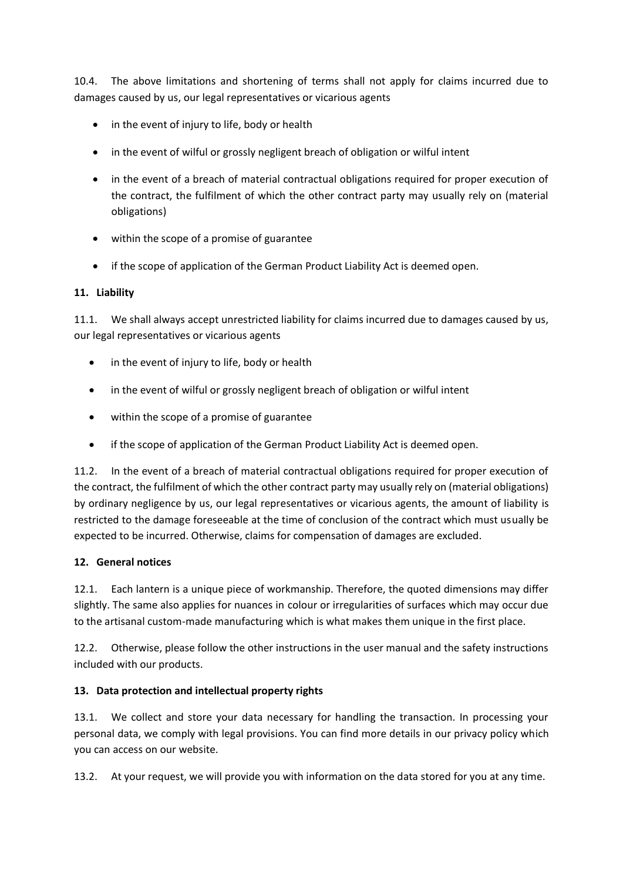10.4. The above limitations and shortening of terms shall not apply for claims incurred due to damages caused by us, our legal representatives or vicarious agents

- in the event of injury to life, body or health
- in the event of wilful or grossly negligent breach of obligation or wilful intent
- in the event of a breach of material contractual obligations required for proper execution of the contract, the fulfilment of which the other contract party may usually rely on (material obligations)
- within the scope of a promise of guarantee
- if the scope of application of the German Product Liability Act is deemed open.

## 11. Liability

11.1. We shall always accept unrestricted liability for claims incurred due to damages caused by us, our legal representatives or vicarious agents

- in the event of injury to life, body or health
- in the event of wilful or grossly negligent breach of obligation or wilful intent
- within the scope of a promise of guarantee
- if the scope of application of the German Product Liability Act is deemed open.

11.2. In the event of a breach of material contractual obligations required for proper execution of the contract, the fulfilment of which the other contract party may usually rely on (material obligations) by ordinary negligence by us, our legal representatives or vicarious agents, the amount of liability is restricted to the damage foreseeable at the time of conclusion of the contract which must usually be expected to be incurred. Otherwise, claims for compensation of damages are excluded.

## 12. General notices

12.1. Each lantern is a unique piece of workmanship. Therefore, the quoted dimensions may differ slightly. The same also applies for nuances in colour or irregularities of surfaces which may occur due to the artisanal custom-made manufacturing which is what makes them unique in the first place.

12.2. Otherwise, please follow the other instructions in the user manual and the safety instructions included with our products.

## 13. Data protection and intellectual property rights

13.1. We collect and store your data necessary for handling the transaction. In processing your personal data, we comply with legal provisions. You can find more details in our privacy policy which you can access on our website.

13.2. At your request, we will provide you with information on the data stored for you at any time.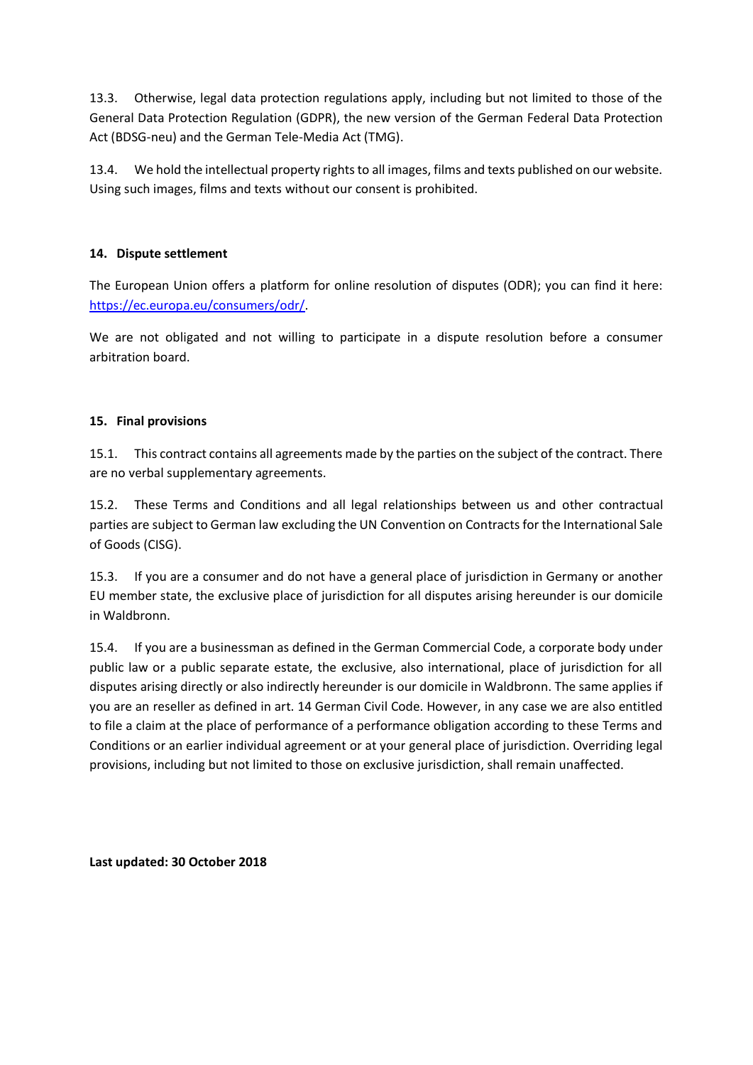13.3. Otherwise, legal data protection regulations apply, including but not limited to those of the General Data Protection Regulation (GDPR), the new version of the German Federal Data Protection Act (BDSG-neu) and the German Tele-Media Act (TMG).

13.4. We hold the intellectual property rights to all images, films and texts published on our website. Using such images, films and texts without our consent is prohibited.

## 14. Dispute settlement

The European Union offers a platform for online resolution of disputes (ODR); you can find it here: [https://ec.europa.eu/consumers/odr/](https://ec.europa.eu/consumers/odr/).

We are not obligated and not willing to participate in a dispute resolution before a consumer arbitration board.

## 15. Final provisions

15.1. This contract contains all agreements made by the parties on the subject of the contract. There are no verbal supplementary agreements.

15.2. These Terms and Conditions and all legal relationships between us and other contractual parties are subject to German law excluding the UN Convention on Contracts for the International Sale of Goods (CISG).

15.3. If you are a consumer and do not have a general place of jurisdiction in Germany or another EU member state, the exclusive place of jurisdiction for all disputes arising hereunder is our domicile in Waldbronn.

15.4. If you are a businessman as defined in the German Commercial Code, a corporate body under public law or a public separate estate, the exclusive, also international, place of jurisdiction for all disputes arising directly or also indirectly hereunder is our domicile in Waldbronn. The same applies if you are an reseller as defined in art. 14 German Civil Code. However, in any case we are also entitled to file a claim at the place of performance of a performance obligation according to these Terms and Conditions or an earlier individual agreement or at your general place of jurisdiction. Overriding legal provisions, including but not limited to those on exclusive jurisdiction, shall remain unaffected.

**Last updated: 30 October 2018**